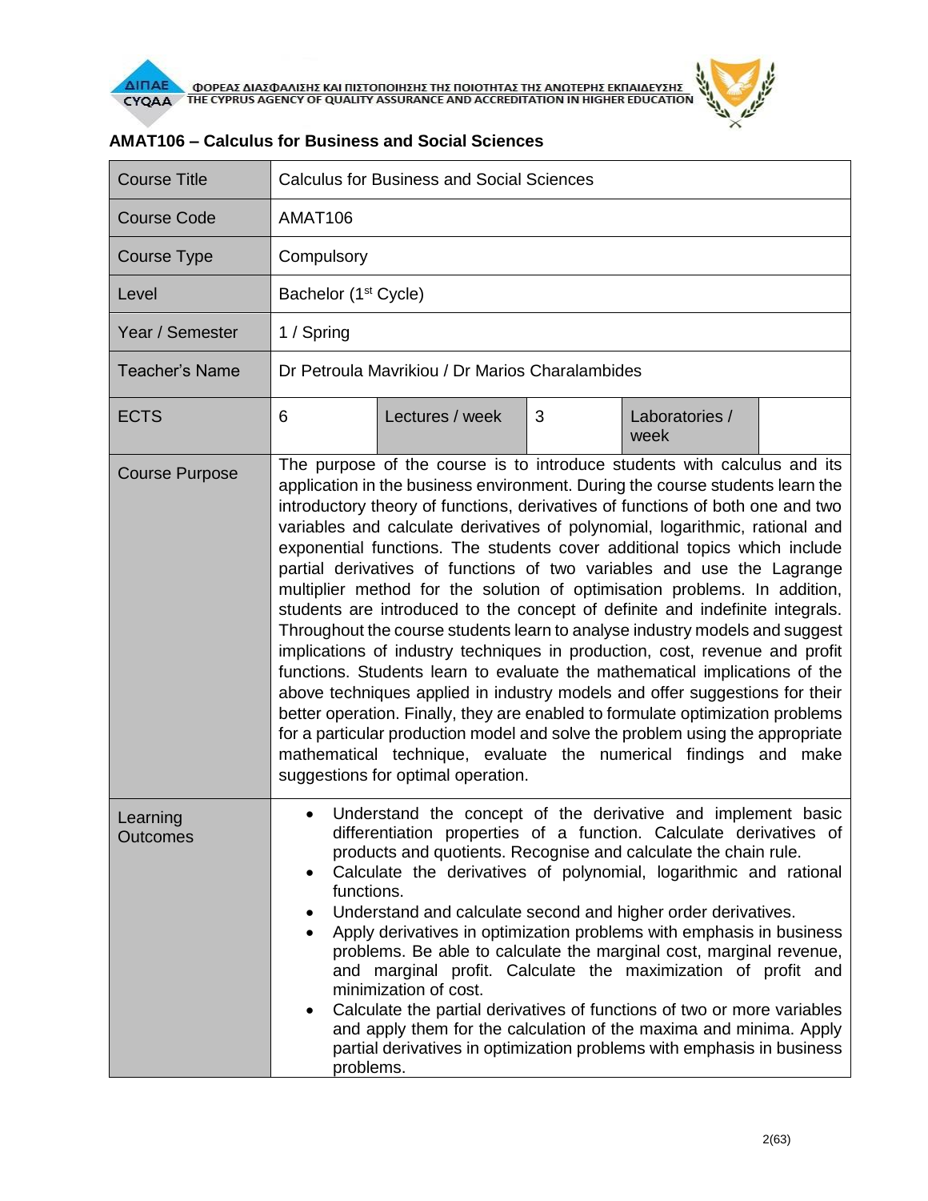## AMAT106 – Calculus for Business and Social Sciences

| Course Title | Calculus for Business and Social Sciences | | | |
|---|---|---|---|---|
| Course Code | AMAT106 | | | |
| Course Type | Compulsory | | | |
| Level | Bachelor (1st Cycle) | | | |
| Year / Semester | 1 / Spring | | | |
| Teacher's Name | Dr Petroula Mavrikiou / Dr Marios Charalambides | | | |
| ECTS | 6 | Lectures / week | 3 | Laboratories / week |
| Course Purpose | The purpose of the course is to introduce students with calculus and its application in the business environment. During the course students learn the introductory theory of functions, derivatives of functions of both one and two variables and calculate derivatives of polynomial, logarithmic, rational and exponential functions. The students cover additional topics which include partial derivatives of functions of two variables and use the Lagrange multiplier method for the solution of optimisation problems. In addition, students are introduced to the concept of definite and indefinite integrals. Throughout the course students learn to analyse industry models and suggest implications of industry techniques in production, cost, revenue and profit functions. Students learn to evaluate the mathematical implications of the above techniques applied in industry models and offer suggestions for their better operation. Finally, they are enabled to formulate optimization problems for a particular production model and solve the problem using the appropriate mathematical technique, evaluate the numerical findings and make suggestions for optimal operation. | | | |
| Learning Outcomes | • Understand the concept of the derivative and implement basic differentiation properties of a function. Calculate derivatives of products and quotients. Recognise and calculate the chain rule.<br>• Calculate the derivatives of polynomial, logarithmic and rational functions.<br>• Understand and calculate second and higher order derivatives.<br>• Apply derivatives in optimization problems with emphasis in business problems. Be able to calculate the marginal cost, marginal revenue, and marginal profit. Calculate the maximization of profit and minimization of cost.<br>• Calculate the partial derivatives of functions of two or more variables and apply them for the calculation of the maxima and minima. Apply partial derivatives in optimization problems with emphasis in business problems. | | | |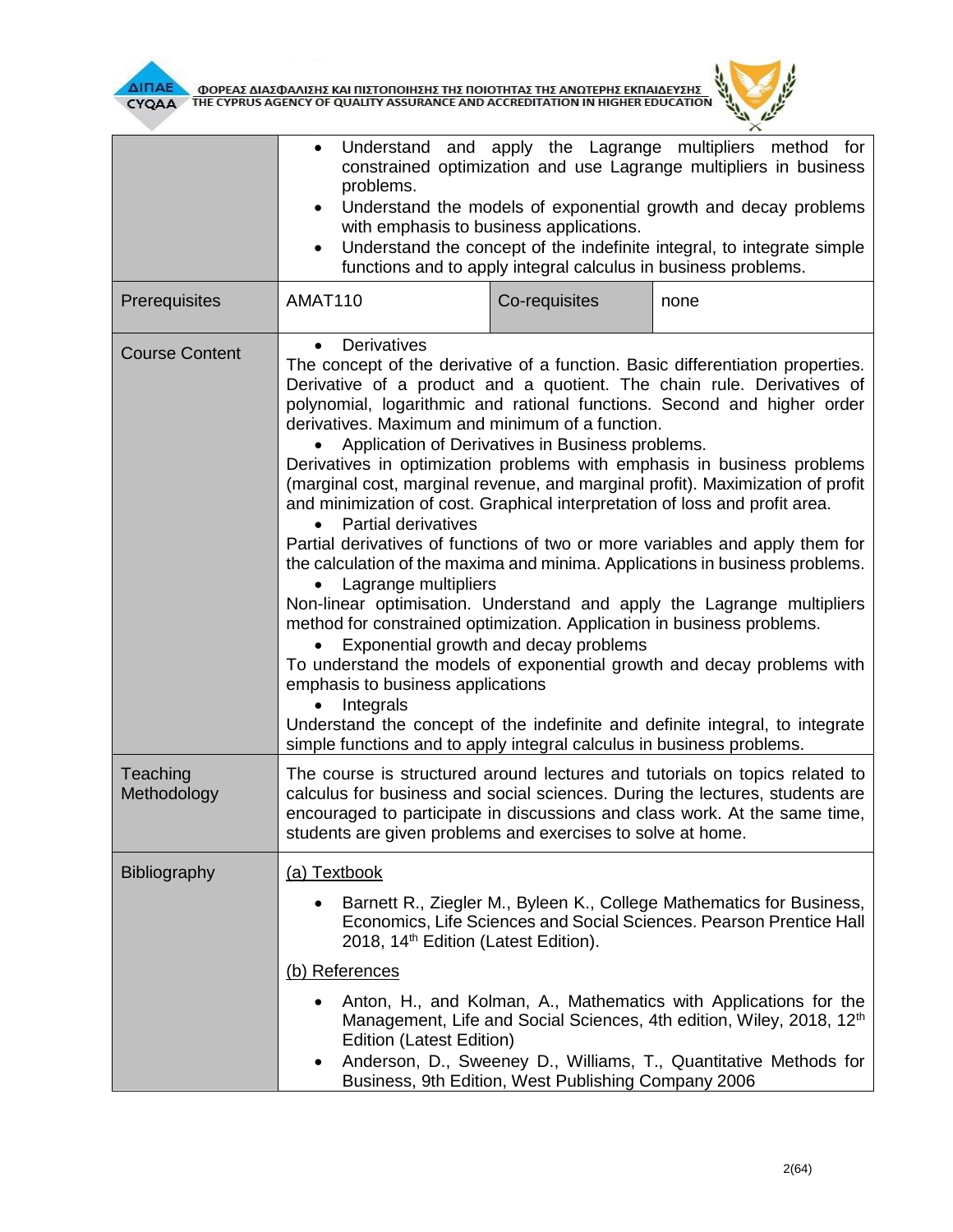| | | | |
|---|---|---|---|
| | • Understand and apply the Lagrange multipliers method for constrained optimization and use Lagrange multipliers in business problems.<br>• Understand the models of exponential growth and decay problems with emphasis to business applications.<br>• Understand the concept of the indefinite integral, to integrate simple functions and to apply integral calculus in business problems. | | |
| Prerequisites | AMAT110 | Co-requisites | none |
| Course Content | • Derivatives<br>The concept of the derivative of a function. Basic differentiation properties. Derivative of a product and a quotient. The chain rule. Derivatives of polynomial, logarithmic and rational functions. Second and higher order derivatives. Maximum and minimum of a function.<br>• Application of Derivatives in Business problems.<br>Derivatives in optimization problems with emphasis in business problems (marginal cost, marginal revenue, and marginal profit). Maximization of profit and minimization of cost. Graphical interpretation of loss and profit area.<br>• Partial derivatives<br>Partial derivatives of functions of two or more variables and apply them for the calculation of the maxima and minima. Applications in business problems.<br>• Lagrange multipliers<br>Non-linear optimisation. Understand and apply the Lagrange multipliers method for constrained optimization. Application in business problems.<br>• Exponential growth and decay problems<br>To understand the models of exponential growth and decay problems with emphasis to business applications<br>• Integrals<br>Understand the concept of the indefinite and definite integral, to integrate simple functions and to apply integral calculus in business problems. | | |
| Teaching Methodology | The course is structured around lectures and tutorials on topics related to calculus for business and social sciences. During the lectures, students are encouraged to participate in discussions and class work. At the same time, students are given problems and exercises to solve at home. | | |
| Bibliography | (a) Textbook<br>• Barnett R., Ziegler M., Byleen K., College Mathematics for Business, Economics, Life Sciences and Social Sciences. Pearson Prentice Hall 2018, 14th Edition (Latest Edition).<br>(b) References<br>• Anton, H., and Kolman, A., Mathematics with Applications for the Management, Life and Social Sciences, 4th edition, Wiley, 2018, 12th Edition (Latest Edition)<br>• Anderson, D., Sweeney D., Williams, T., Quantitative Methods for Business, 9th Edition, West Publishing Company 2006 | | |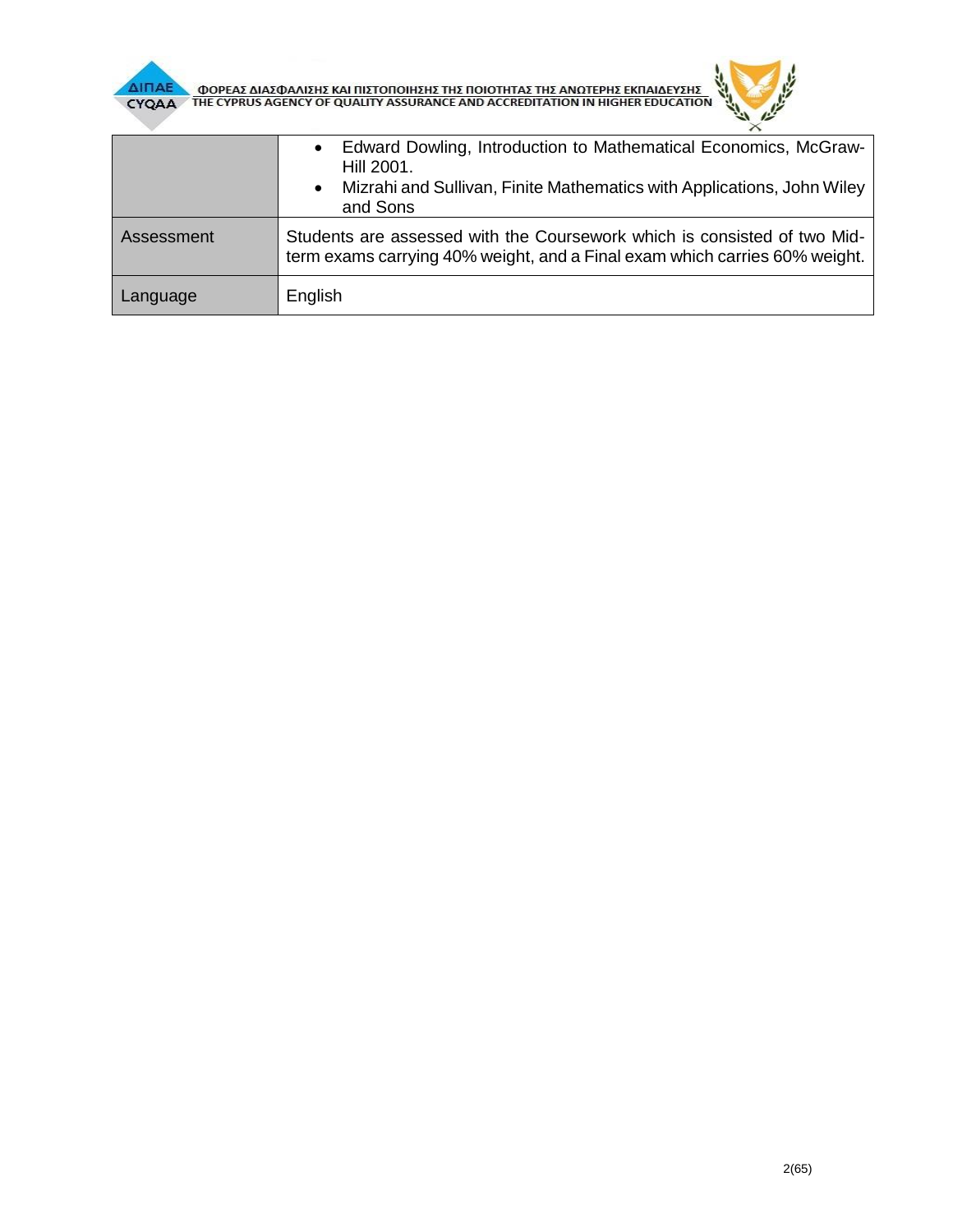| | |
|---|---|
| | • Edward Dowling, Introduction to Mathematical Economics, McGraw-Hill 2001.<br>• Mizrahi and Sullivan, Finite Mathematics with Applications, John Wiley and Sons |
| Assessment | Students are assessed with the Coursework which is consisted of two Mid-term exams carrying 40% weight, and a Final exam which carries 60% weight. |
| Language | English |